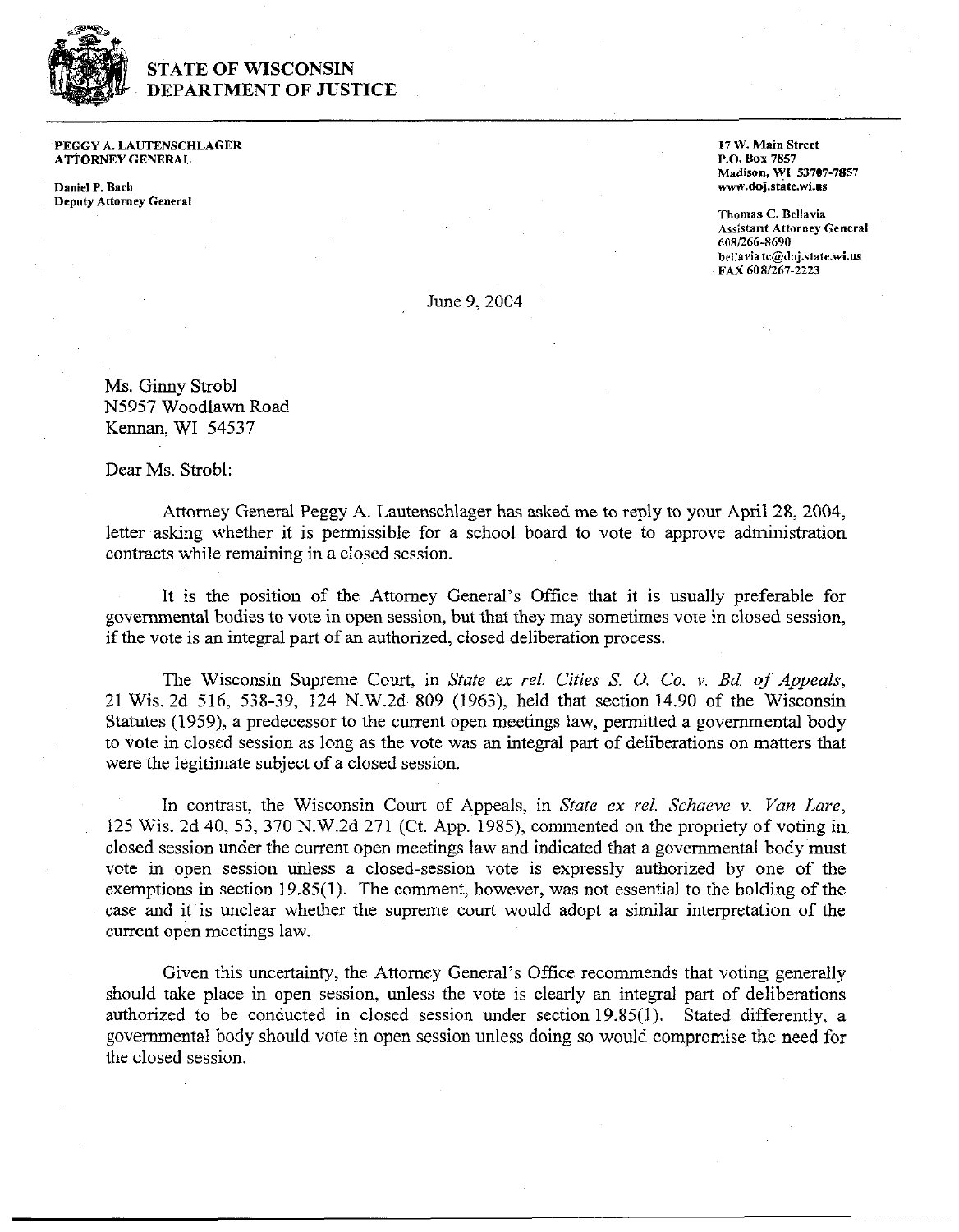# STATE OF WISCONSIN
# DEPARTMENT OF JUSTICE

**PEGGY A. LAUTENSCHLAGER**
**ATTORNEY GENERAL**

**Daniel P. Bach**
**Deputy Attorney General**

17 W. Main Street
P.O. Box 7857
Madison, WI 53707-7857
www.doj.state.wi.us

Thomas C. Bellavia
Assistant Attorney General
608/266-8690
bellaviatc@doj.state.wi.us
FAX 608/267-2223

June 9, 2004

Ms. Ginny Strobl
N5957 Woodlawn Road
Kennan, WI 54537

Dear Ms. Strobl:

Attorney General Peggy A. Lautenschlager has asked me to reply to your April 28, 2004, letter asking whether it is permissible for a school board to vote to approve administration contracts while remaining in a closed session.

It is the position of the Attorney General's Office that it is usually preferable for governmental bodies to vote in open session, but that they may sometimes vote in closed session, if the vote is an integral part of an authorized, closed deliberation process.

The Wisconsin Supreme Court, in *State ex rel. Cities S. O. Co. v. Bd. of Appeals*, 21 Wis. 2d 516, 538-39, 124 N.W.2d 809 (1963), held that section 14.90 of the Wisconsin Statutes (1959), a predecessor to the current open meetings law, permitted a governmental body to vote in closed session as long as the vote was an integral part of deliberations on matters that were the legitimate subject of a closed session.

In contrast, the Wisconsin Court of Appeals, in *State ex rel. Schaeve v. Van Lare*, 125 Wis. 2d 40, 53, 370 N.W.2d 271 (Ct. App. 1985), commented on the propriety of voting in closed session under the current open meetings law and indicated that a governmental body must vote in open session unless a closed-session vote is expressly authorized by one of the exemptions in section 19.85(1). The comment, however, was not essential to the holding of the case and it is unclear whether the supreme court would adopt a similar interpretation of the current open meetings law.

Given this uncertainty, the Attorney General's Office recommends that voting generally should take place in open session, unless the vote is clearly an integral part of deliberations authorized to be conducted in closed session under section 19.85(1). Stated differently, a governmental body should vote in open session unless doing so would compromise the need for the closed session.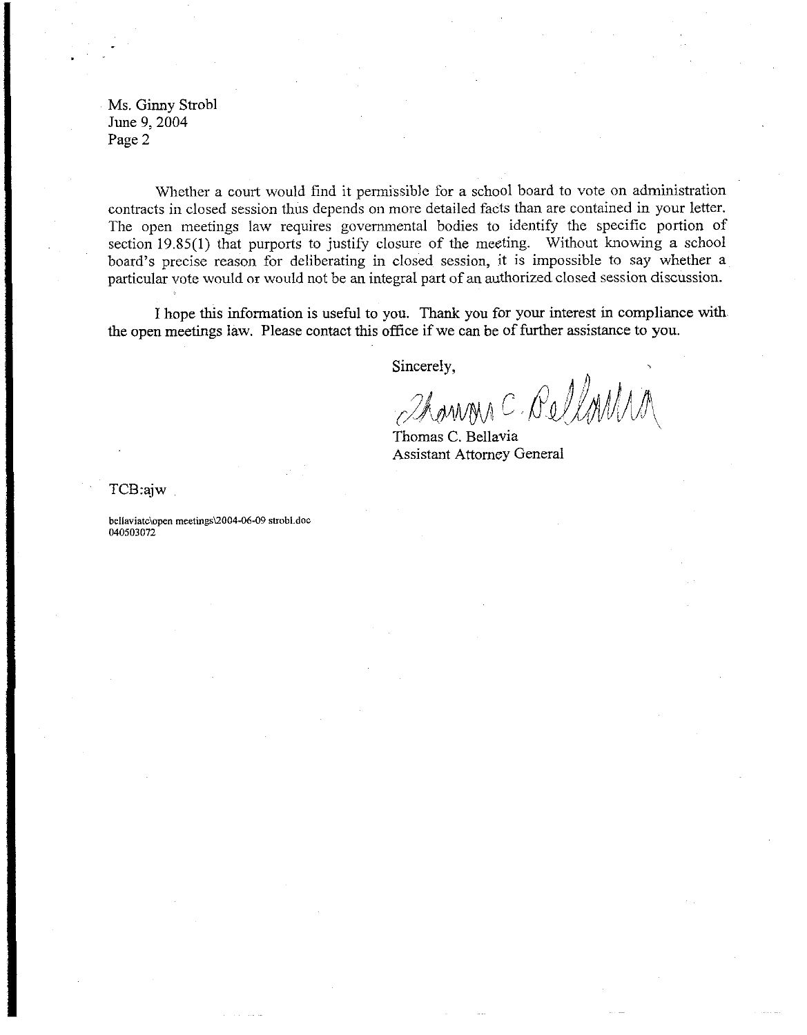Whether a court would find it permissible for a school board to vote on administration contracts in closed session thus depends on more detailed facts than are contained in your letter. The open meetings law requires governmental bodies to identify the specific portion of section 19.85(1) that purports to justify closure of the meeting. Without knowing a school board's precise reason for deliberating in closed session, it is impossible to say whether a particular vote would or would not be an integral part of an authorized closed session discussion.

I hope this information is useful to you. Thank you for your interest in compliance with the open meetings law. Please contact this office if we can be of further assistance to you.

Sincerely,

Thomas C. Bellavia

Thomas C. Bellavia
Assistant Attorney General

TCB:ajw

bellaviatc\open meetings\2004-06-09 strobl.doc
040503072